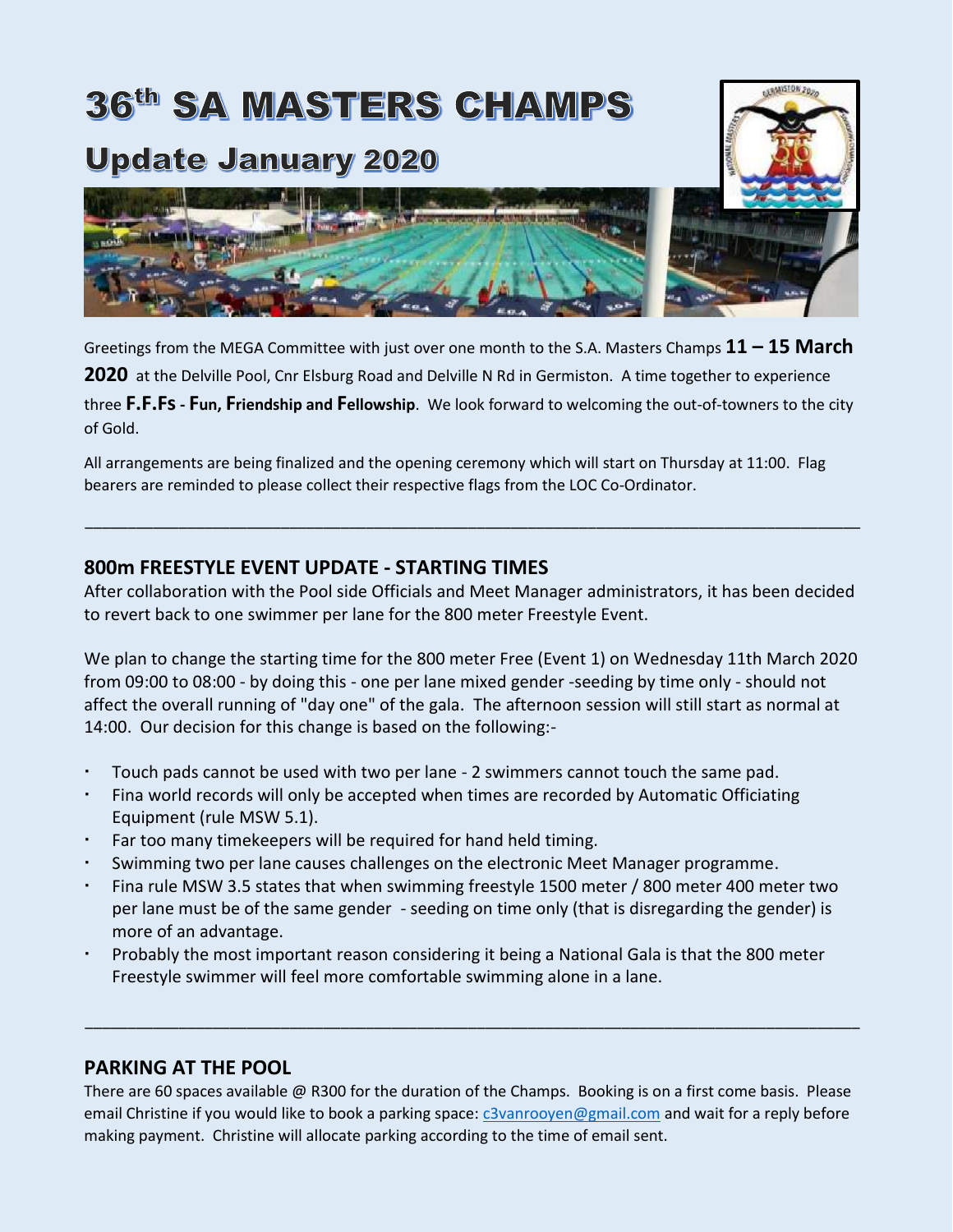# 36th SA MASTERS CHAMPS

## Update January 2020

Greetings from the MEGA Committee with just over one month to the S.A. Masters Champs **11 – 15 March 2020** at the Delville Pool, Cnr Elsburg Road and Delville N Rd in Germiston. A time together to experience three **F.F.Fs - Fun, Friendship and Fellowship**. We look forward to welcoming the out-of-towners to the city of Gold.

All arrangements are being finalized and the opening ceremony which will start on Thursday at 11:00. Flag bearers are reminded to please collect their respective flags from the LOC Co-Ordinator.

---

### 800m FREESTYLE EVENT UPDATE - STARTING TIMES

After collaboration with the Pool side Officials and Meet Manager administrators, it has been decided to revert back to one swimmer per lane for the 800 meter Freestyle Event.

We plan to change the starting time for the 800 meter Free (Event 1) on Wednesday 11th March 2020 from 09:00 to 08:00 - by doing this - one per lane mixed gender -seeding by time only - should not affect the overall running of "day one" of the gala. The afternoon session will still start as normal at 14:00. Our decision for this change is based on the following:-

- Touch pads cannot be used with two per lane - 2 swimmers cannot touch the same pad.
- Fina world records will only be accepted when times are recorded by Automatic Officiating Equipment (rule MSW 5.1).
- Far too many timekeepers will be required for hand held timing.
- Swimming two per lane causes challenges on the electronic Meet Manager programme.
- Fina rule MSW 3.5 states that when swimming freestyle 1500 meter / 800 meter 400 meter two per lane must be of the same gender - seeding on time only (that is disregarding the gender) is more of an advantage.
- Probably the most important reason considering it being a National Gala is that the 800 meter Freestyle swimmer will feel more comfortable swimming alone in a lane.

---

### PARKING AT THE POOL

There are 60 spaces available @ R300 for the duration of the Champs. Booking is on a first come basis. Please email Christine if you would like to book a parking space: c3vanrooyen@gmail.com and wait for a reply before making payment. Christine will allocate parking according to the time of email sent.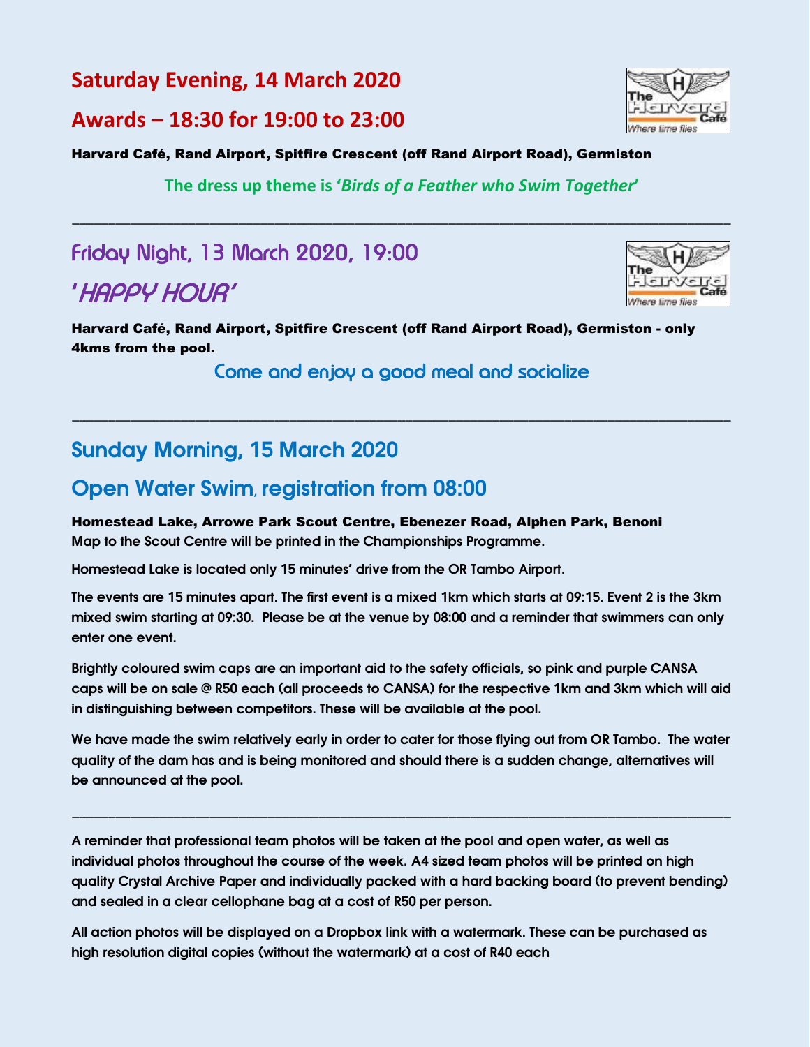## Saturday Evening, 14 March 2020

## Awards – 18:30 for 19:00 to 23:00

**Harvard Café, Rand Airport, Spitfire Crescent (off Rand Airport Road), Germiston**

**The dress up theme is '*Birds of a Feather who Swim Together*'**

---

## Friday Night, 13 March 2020, 19:00

## '*HAPPY HOUR*'

**Harvard Café, Rand Airport, Spitfire Crescent (off Rand Airport Road), Germiston - only 4kms from the pool.**

Come and enjoy a good meal and socialize

---

## Sunday Morning, 15 March 2020

## Open Water Swim, registration from 08:00

**Homestead Lake, Arrowe Park Scout Centre, Ebenezer Road, Alphen Park, Benoni**

Map to the Scout Centre will be printed in the Championships Programme.

Homestead Lake is located only 15 minutes' drive from the OR Tambo Airport.

The events are 15 minutes apart. The first event is a mixed 1km which starts at 09:15. Event 2 is the 3km mixed swim starting at 09:30. Please be at the venue by 08:00 and a reminder that swimmers can only enter one event.

Brightly coloured swim caps are an important aid to the safety officials, so pink and purple CANSA caps will be on sale @ R50 each (all proceeds to CANSA) for the respective 1km and 3km which will aid in distinguishing between competitors. These will be available at the pool.

We have made the swim relatively early in order to cater for those flying out from OR Tambo. The water quality of the dam has and is being monitored and should there is a sudden change, alternatives will be announced at the pool.

---

A reminder that professional team photos will be taken at the pool and open water, as well as individual photos throughout the course of the week. A4 sized team photos will be printed on high quality Crystal Archive Paper and individually packed with a hard backing board (to prevent bending) and sealed in a clear cellophane bag at a cost of R50 per person.

All action photos will be displayed on a Dropbox link with a watermark. These can be purchased as high resolution digital copies (without the watermark) at a cost of R40 each